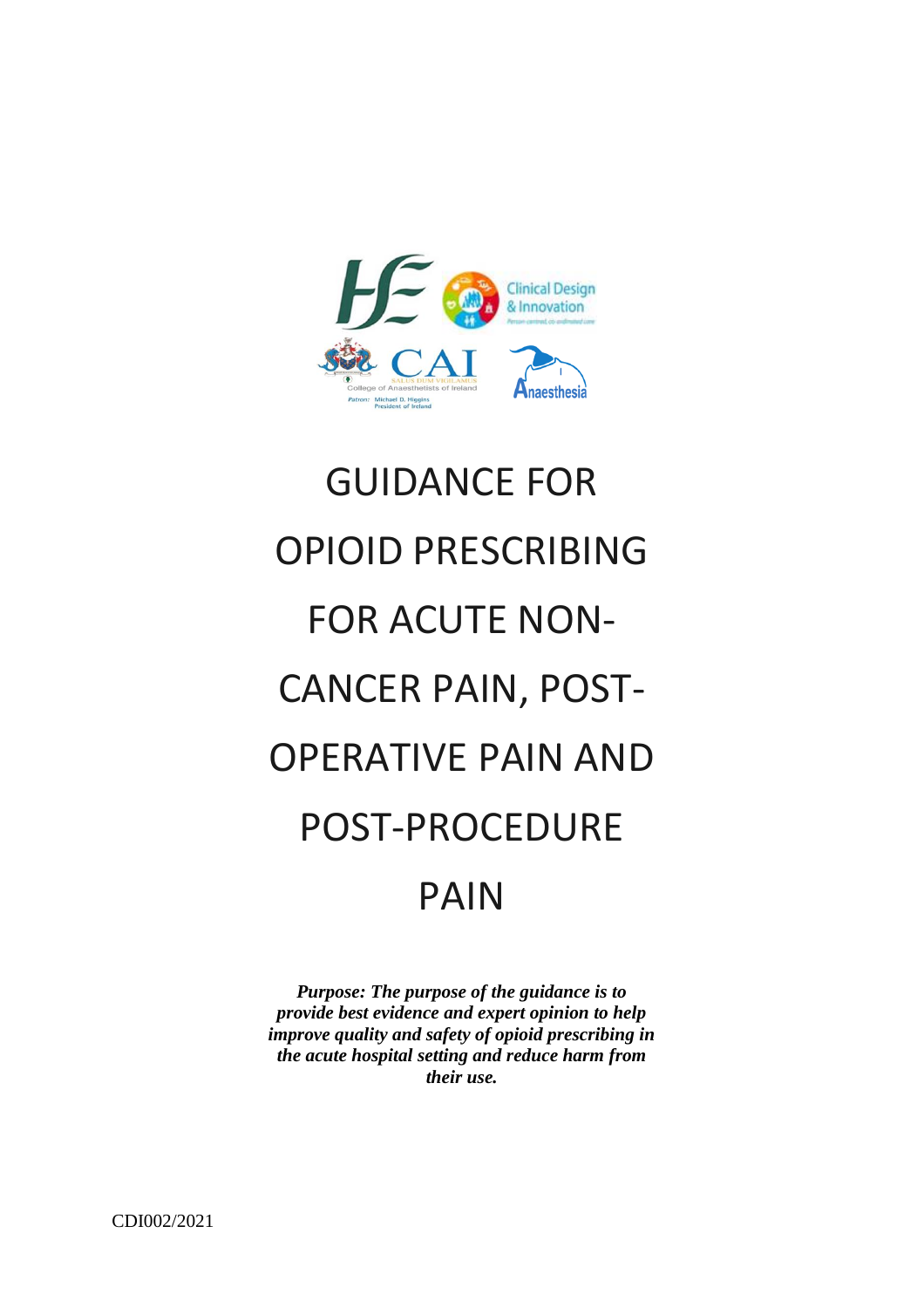# GUIDANCE FOR OPIOID PRESCRIBING FOR ACUTE NON-CANCER PAIN, POST-OPERATIVE PAIN AND POST-PROCEDURE PAIN

***Purpose: The purpose of the guidance is to provide best evidence and expert opinion to help improve quality and safety of opioid prescribing in the acute hospital setting and reduce harm from their use.***

CDI002/2021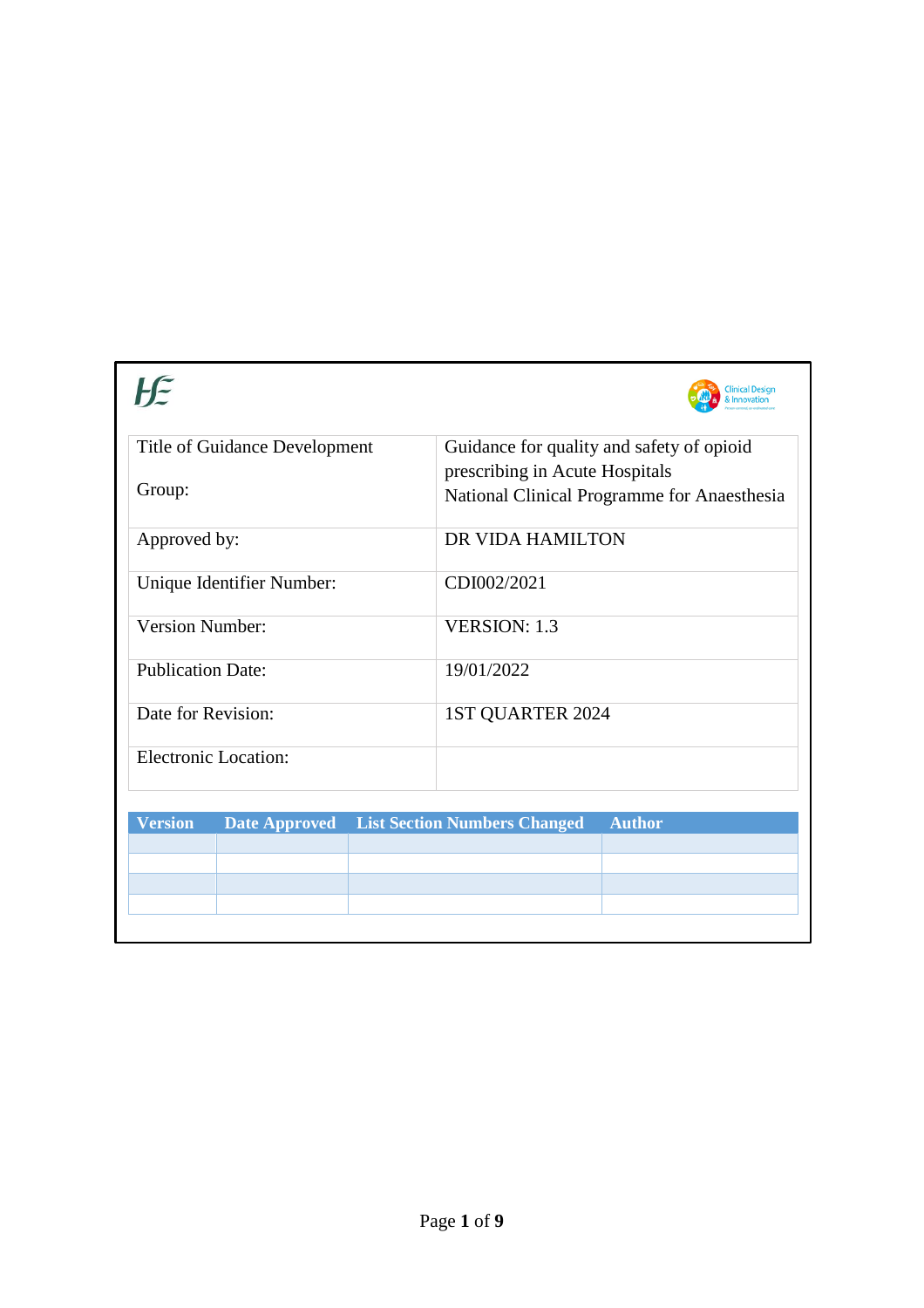| Title of Guidance Development Group: | Guidance for quality and safety of opioid prescribing in Acute Hospitals National Clinical Programme for Anaesthesia |
|---|---|
| Approved by: | DR VIDA HAMILTON |
| Unique Identifier Number: | CDI002/2021 |
| Version Number: | VERSION: 1.3 |
| Publication Date: | 19/01/2022 |
| Date for Revision: | 1ST QUARTER 2024 |
| Electronic Location: | |

| Version | Date Approved | List Section Numbers Changed | Author |
|---|---|---|---|
| | | | |
| | | | |
| | | | |
| | | | |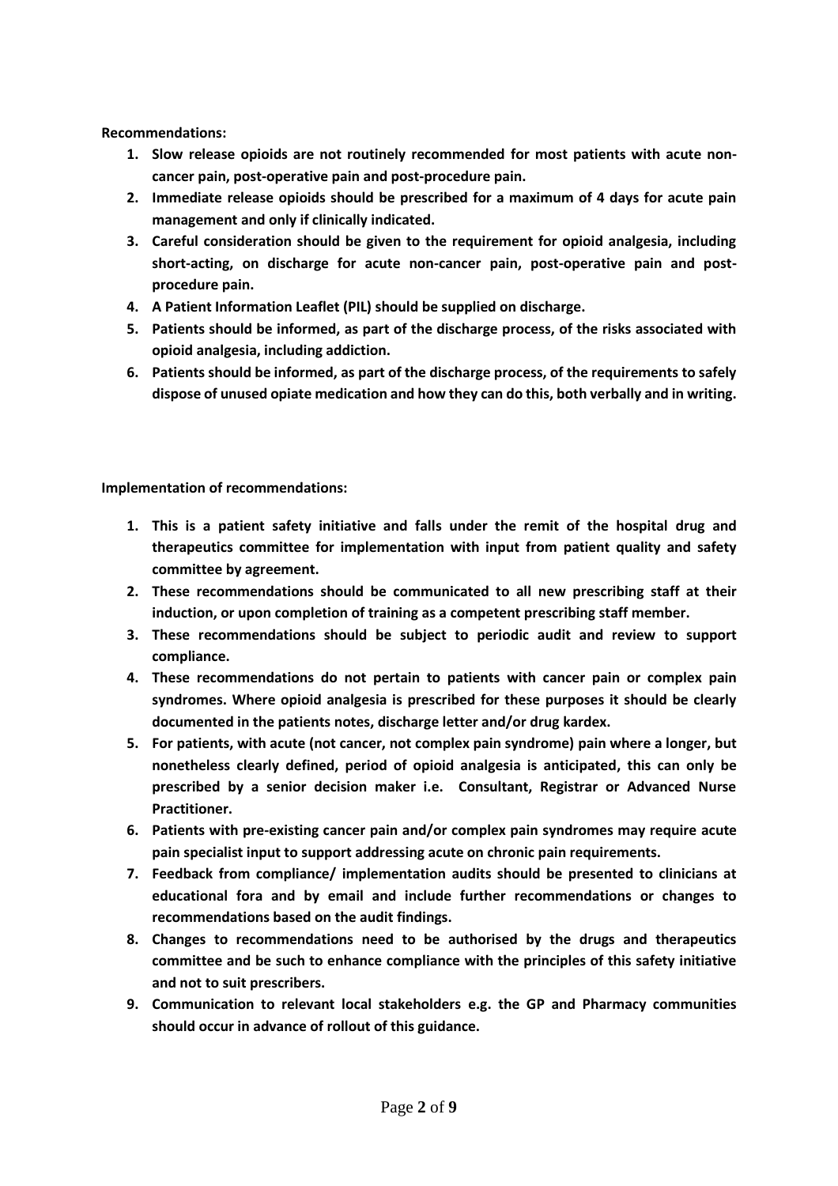**Recommendations:**

1. **Slow release opioids are not routinely recommended for most patients with acute non-cancer pain, post-operative pain and post-procedure pain.**
2. **Immediate release opioids should be prescribed for a maximum of 4 days for acute pain management and only if clinically indicated.**
3. **Careful consideration should be given to the requirement for opioid analgesia, including short-acting, on discharge for acute non-cancer pain, post-operative pain and post-procedure pain.**
4. **A Patient Information Leaflet (PIL) should be supplied on discharge.**
5. **Patients should be informed, as part of the discharge process, of the risks associated with opioid analgesia, including addiction.**
6. **Patients should be informed, as part of the discharge process, of the requirements to safely dispose of unused opiate medication and how they can do this, both verbally and in writing.**

**Implementation of recommendations:**

1. **This is a patient safety initiative and falls under the remit of the hospital drug and therapeutics committee for implementation with input from patient quality and safety committee by agreement.**
2. **These recommendations should be communicated to all new prescribing staff at their induction, or upon completion of training as a competent prescribing staff member.**
3. **These recommendations should be subject to periodic audit and review to support compliance.**
4. **These recommendations do not pertain to patients with cancer pain or complex pain syndromes. Where opioid analgesia is prescribed for these purposes it should be clearly documented in the patients notes, discharge letter and/or drug kardex.**
5. **For patients, with acute (not cancer, not complex pain syndrome) pain where a longer, but nonetheless clearly defined, period of opioid analgesia is anticipated, this can only be prescribed by a senior decision maker i.e. Consultant, Registrar or Advanced Nurse Practitioner.**
6. **Patients with pre-existing cancer pain and/or complex pain syndromes may require acute pain specialist input to support addressing acute on chronic pain requirements.**
7. **Feedback from compliance/ implementation audits should be presented to clinicians at educational fora and by email and include further recommendations or changes to recommendations based on the audit findings.**
8. **Changes to recommendations need to be authorised by the drugs and therapeutics committee and be such to enhance compliance with the principles of this safety initiative and not to suit prescribers.**
9. **Communication to relevant local stakeholders e.g. the GP and Pharmacy communities should occur in advance of rollout of this guidance.**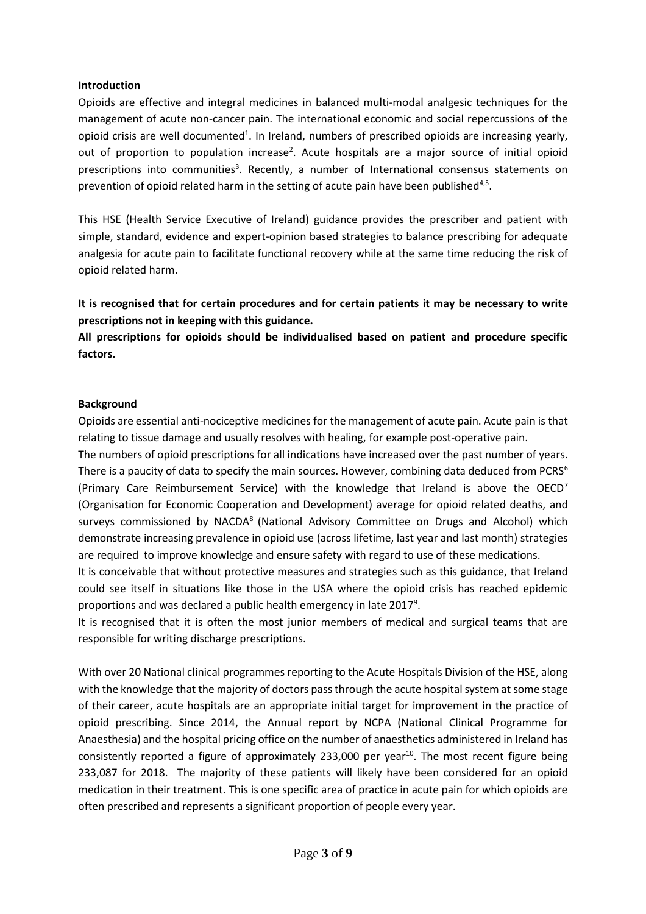## Introduction

Opioids are effective and integral medicines in balanced multi-modal analgesic techniques for the management of acute non-cancer pain. The international economic and social repercussions of the opioid crisis are well documented[1]. In Ireland, numbers of prescribed opioids are increasing yearly, out of proportion to population increase[2]. Acute hospitals are a major source of initial opioid prescriptions into communities[3]. Recently, a number of International consensus statements on prevention of opioid related harm in the setting of acute pain have been published[4,5].

This HSE (Health Service Executive of Ireland) guidance provides the prescriber and patient with simple, standard, evidence and expert-opinion based strategies to balance prescribing for adequate analgesia for acute pain to facilitate functional recovery while at the same time reducing the risk of opioid related harm.

**It is recognised that for certain procedures and for certain patients it may be necessary to write prescriptions not in keeping with this guidance.**

**All prescriptions for opioids should be individualised based on patient and procedure specific factors.**

## Background

Opioids are essential anti-nociceptive medicines for the management of acute pain. Acute pain is that relating to tissue damage and usually resolves with healing, for example post-operative pain.

The numbers of opioid prescriptions for all indications have increased over the past number of years. There is a paucity of data to specify the main sources. However, combining data deduced from PCRS[6] (Primary Care Reimbursement Service) with the knowledge that Ireland is above the OECD[7] (Organisation for Economic Cooperation and Development) average for opioid related deaths, and surveys commissioned by NACDA[8] (National Advisory Committee on Drugs and Alcohol) which demonstrate increasing prevalence in opioid use (across lifetime, last year and last month) strategies are required to improve knowledge and ensure safety with regard to use of these medications.

It is conceivable that without protective measures and strategies such as this guidance, that Ireland could see itself in situations like those in the USA where the opioid crisis has reached epidemic proportions and was declared a public health emergency in late 2017[9].

It is recognised that it is often the most junior members of medical and surgical teams that are responsible for writing discharge prescriptions.

With over 20 National clinical programmes reporting to the Acute Hospitals Division of the HSE, along with the knowledge that the majority of doctors pass through the acute hospital system at some stage of their career, acute hospitals are an appropriate initial target for improvement in the practice of opioid prescribing. Since 2014, the Annual report by NCPA (National Clinical Programme for Anaesthesia) and the hospital pricing office on the number of anaesthetics administered in Ireland has consistently reported a figure of approximately 233,000 per year[10]. The most recent figure being 233,087 for 2018. The majority of these patients will likely have been considered for an opioid medication in their treatment. This is one specific area of practice in acute pain for which opioids are often prescribed and represents a significant proportion of people every year.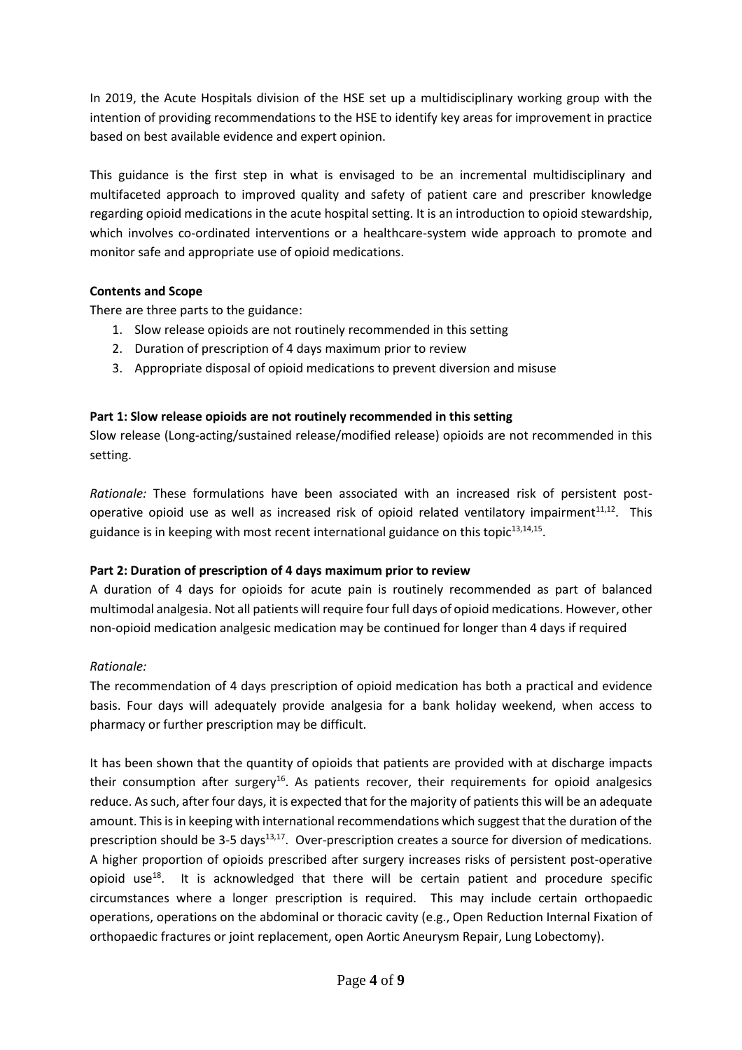In 2019, the Acute Hospitals division of the HSE set up a multidisciplinary working group with the intention of providing recommendations to the HSE to identify key areas for improvement in practice based on best available evidence and expert opinion.

This guidance is the first step in what is envisaged to be an incremental multidisciplinary and multifaceted approach to improved quality and safety of patient care and prescriber knowledge regarding opioid medications in the acute hospital setting. It is an introduction to opioid stewardship, which involves co-ordinated interventions or a healthcare-system wide approach to promote and monitor safe and appropriate use of opioid medications.

**Contents and Scope**

There are three parts to the guidance:

1. Slow release opioids are not routinely recommended in this setting
2. Duration of prescription of 4 days maximum prior to review
3. Appropriate disposal of opioid medications to prevent diversion and misuse

**Part 1: Slow release opioids are not routinely recommended in this setting**

Slow release (Long-acting/sustained release/modified release) opioids are not recommended in this setting.

*Rationale:* These formulations have been associated with an increased risk of persistent post-operative opioid use as well as increased risk of opioid related ventilatory impairment[11,12]. This guidance is in keeping with most recent international guidance on this topic[13,14,15].

**Part 2: Duration of prescription of 4 days maximum prior to review**

A duration of 4 days for opioids for acute pain is routinely recommended as part of balanced multimodal analgesia. Not all patients will require four full days of opioid medications. However, other non-opioid medication analgesic medication may be continued for longer than 4 days if required

*Rationale:*

The recommendation of 4 days prescription of opioid medication has both a practical and evidence basis. Four days will adequately provide analgesia for a bank holiday weekend, when access to pharmacy or further prescription may be difficult.

It has been shown that the quantity of opioids that patients are provided with at discharge impacts their consumption after surgery[16]. As patients recover, their requirements for opioid analgesics reduce. As such, after four days, it is expected that for the majority of patients this will be an adequate amount. This is in keeping with international recommendations which suggest that the duration of the prescription should be 3-5 days[13,17]. Over-prescription creates a source for diversion of medications. A higher proportion of opioids prescribed after surgery increases risks of persistent post-operative opioid use[18]. It is acknowledged that there will be certain patient and procedure specific circumstances where a longer prescription is required. This may include certain orthopaedic operations, operations on the abdominal or thoracic cavity (e.g., Open Reduction Internal Fixation of orthopaedic fractures or joint replacement, open Aortic Aneurysm Repair, Lung Lobectomy).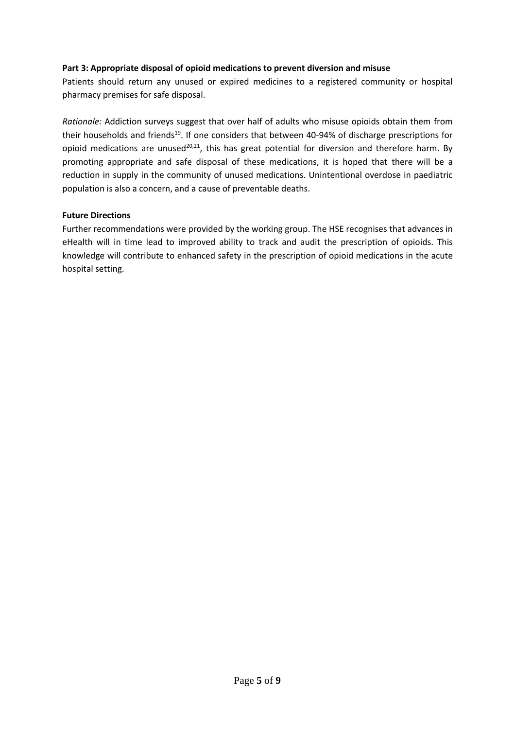**Part 3: Appropriate disposal of opioid medications to prevent diversion and misuse**

Patients should return any unused or expired medicines to a registered community or hospital pharmacy premises for safe disposal.

*Rationale:* Addiction surveys suggest that over half of adults who misuse opioids obtain them from their households and friends[19]. If one considers that between 40-94% of discharge prescriptions for opioid medications are unused[20,21], this has great potential for diversion and therefore harm. By promoting appropriate and safe disposal of these medications, it is hoped that there will be a reduction in supply in the community of unused medications. Unintentional overdose in paediatric population is also a concern, and a cause of preventable deaths.

**Future Directions**

Further recommendations were provided by the working group. The HSE recognises that advances in eHealth will in time lead to improved ability to track and audit the prescription of opioids. This knowledge will contribute to enhanced safety in the prescription of opioid medications in the acute hospital setting.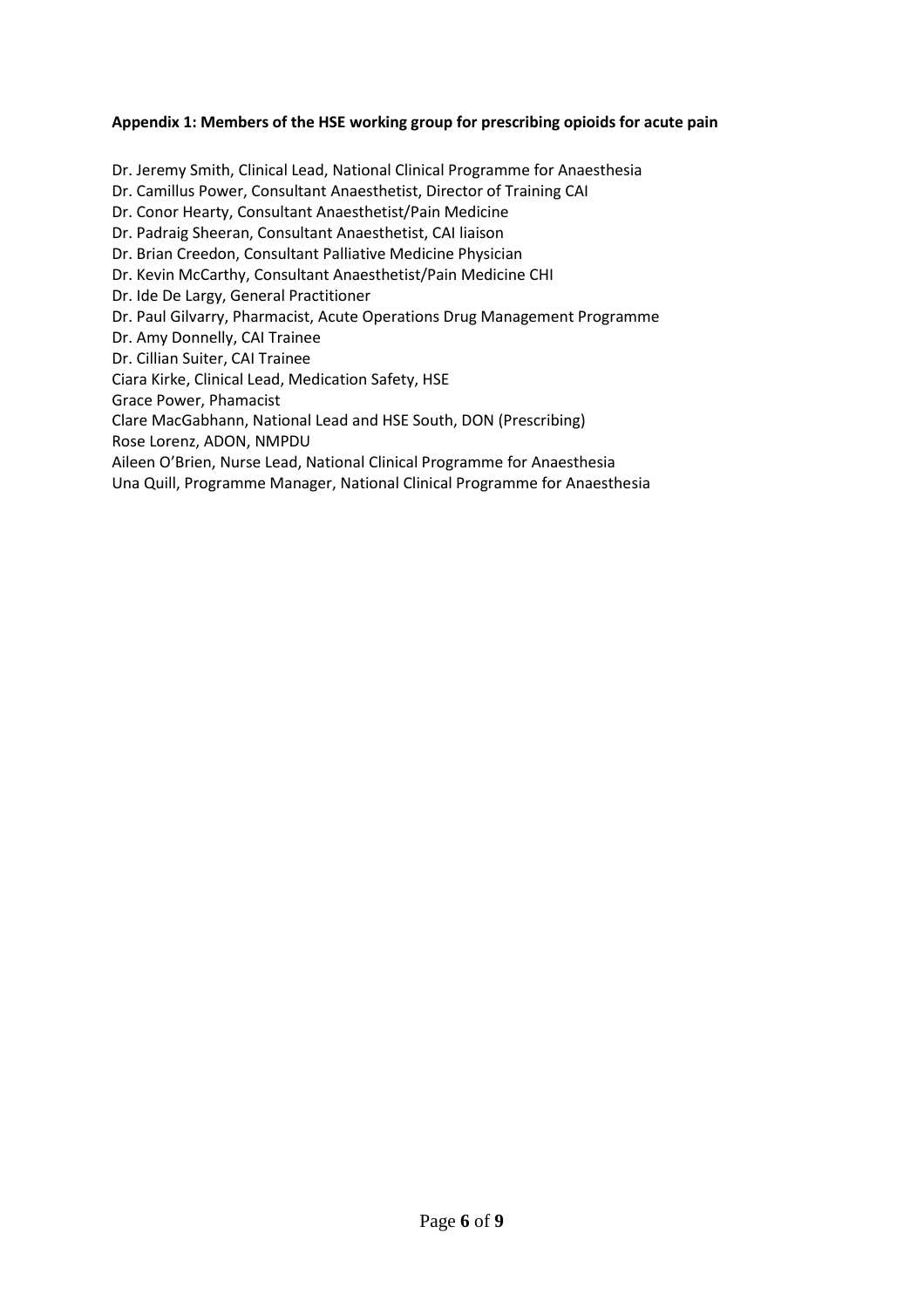**Appendix 1: Members of the HSE working group for prescribing opioids for acute pain**

Dr. Jeremy Smith, Clinical Lead, National Clinical Programme for Anaesthesia
Dr. Camillus Power, Consultant Anaesthetist, Director of Training CAI
Dr. Conor Hearty, Consultant Anaesthetist/Pain Medicine
Dr. Padraig Sheeran, Consultant Anaesthetist, CAI liaison
Dr. Brian Creedon, Consultant Palliative Medicine Physician
Dr. Kevin McCarthy, Consultant Anaesthetist/Pain Medicine CHI
Dr. Ide De Largy, General Practitioner
Dr. Paul Gilvarry, Pharmacist, Acute Operations Drug Management Programme
Dr. Amy Donnelly, CAI Trainee
Dr. Cillian Suiter, CAI Trainee
Ciara Kirke, Clinical Lead, Medication Safety, HSE
Grace Power, Phamacist
Clare MacGabhann, National Lead and HSE South, DON (Prescribing)
Rose Lorenz, ADON, NMPDU
Aileen O'Brien, Nurse Lead, National Clinical Programme for Anaesthesia
Una Quill, Programme Manager, National Clinical Programme for Anaesthesia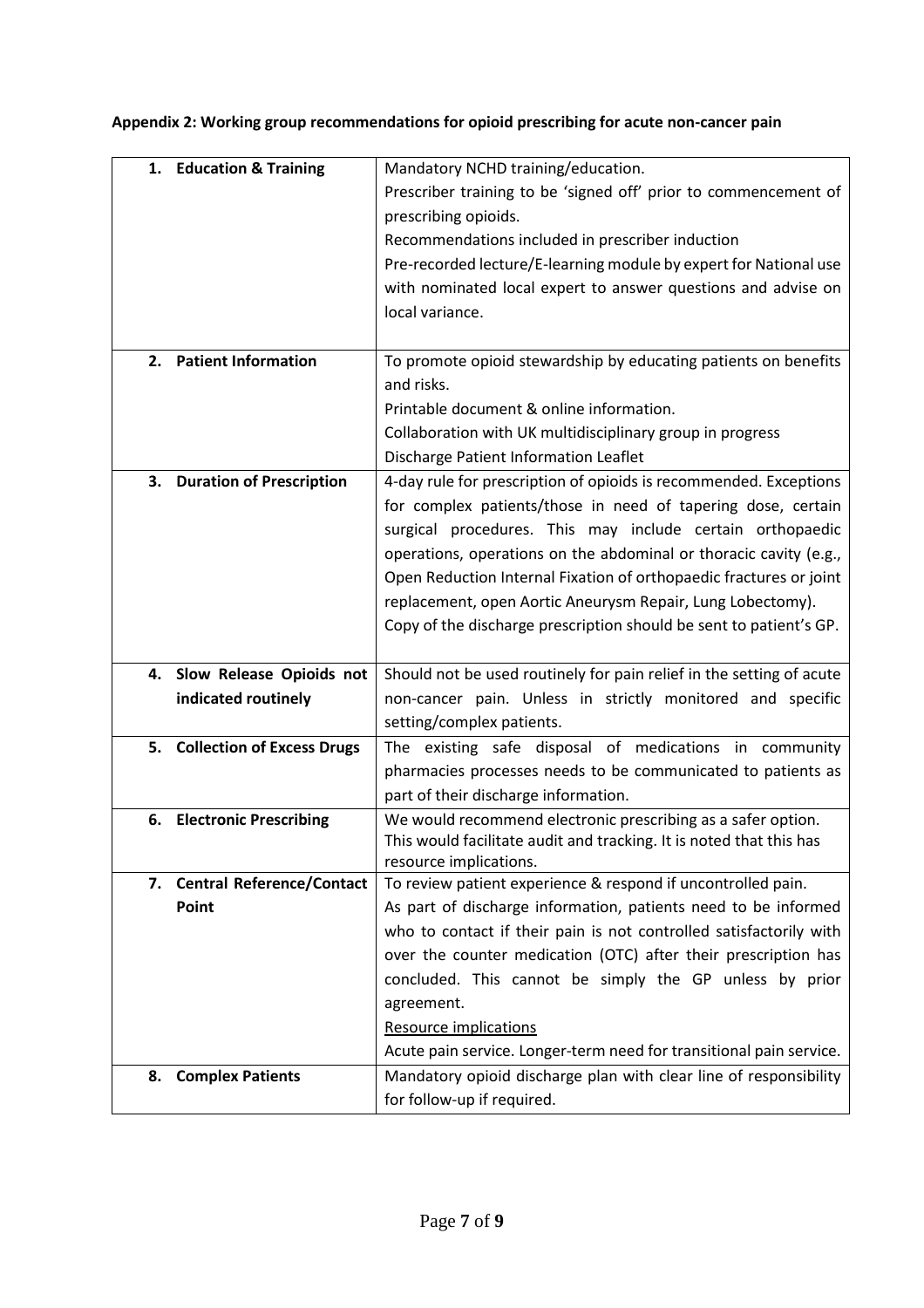**Appendix 2: Working group recommendations for opioid prescribing for acute non-cancer pain**

| | |
|---|---|
| **1. Education & Training** | Mandatory NCHD training/education.<br>Prescriber training to be 'signed off' prior to commencement of prescribing opioids.<br>Recommendations included in prescriber induction<br>Pre-recorded lecture/E-learning module by expert for National use with nominated local expert to answer questions and advise on local variance. |
| **2. Patient Information** | To promote opioid stewardship by educating patients on benefits and risks.<br>Printable document & online information.<br>Collaboration with UK multidisciplinary group in progress<br>Discharge Patient Information Leaflet |
| **3. Duration of Prescription** | 4-day rule for prescription of opioids is recommended. Exceptions for complex patients/those in need of tapering dose, certain surgical procedures. This may include certain orthopaedic operations, operations on the abdominal or thoracic cavity (e.g., Open Reduction Internal Fixation of orthopaedic fractures or joint replacement, open Aortic Aneurysm Repair, Lung Lobectomy).<br>Copy of the discharge prescription should be sent to patient's GP. |
| **4. Slow Release Opioids not indicated routinely** | Should not be used routinely for pain relief in the setting of acute non-cancer pain. Unless in strictly monitored and specific setting/complex patients. |
| **5. Collection of Excess Drugs** | The existing safe disposal of medications in community pharmacies processes needs to be communicated to patients as part of their discharge information. |
| **6. Electronic Prescribing** | We would recommend electronic prescribing as a safer option. This would facilitate audit and tracking. It is noted that this has resource implications. |
| **7. Central Reference/Contact Point** | To review patient experience & respond if uncontrolled pain.<br>As part of discharge information, patients need to be informed who to contact if their pain is not controlled satisfactorily with over the counter medication (OTC) after their prescription has concluded. This cannot be simply the GP unless by prior agreement.<br>Resource implications<br>Acute pain service. Longer-term need for transitional pain service. |
| **8. Complex Patients** | Mandatory opioid discharge plan with clear line of responsibility for follow-up if required. |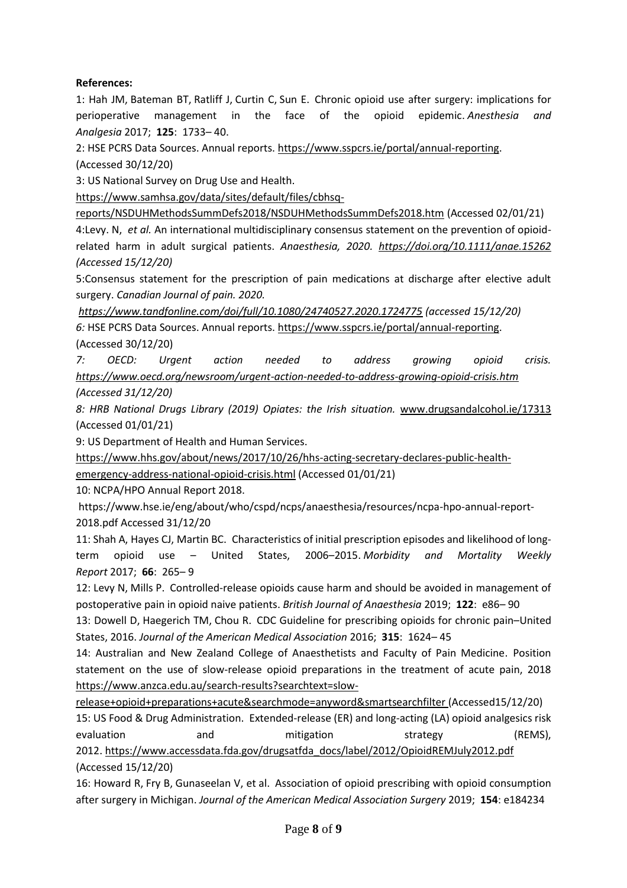**References:**

1: Hah JM, Bateman BT, Ratliff J, Curtin C, Sun E. Chronic opioid use after surgery: implications for perioperative management in the face of the opioid epidemic. *Anesthesia and Analgesia* 2017; **125**: 1733– 40.

2: HSE PCRS Data Sources. Annual reports. https://www.sspcrs.ie/portal/annual-reporting. (Accessed 30/12/20)

3: US National Survey on Drug Use and Health. https://www.samhsa.gov/data/sites/default/files/cbhsq-reports/NSDUHMethodsSummDefs2018/NSDUHMethodsSummDefs2018.htm (Accessed 02/01/21)

4:Levy. N, *et al.* An international multidisciplinary consensus statement on the prevention of opioid-related harm in adult surgical patients. *Anaesthesia, 2020. https://doi.org/10.1111/anae.15262 (Accessed 15/12/20)*

5:Consensus statement for the prescription of pain medications at discharge after elective adult surgery. *Canadian Journal of pain. 2020. https://www.tandfonline.com/doi/full/10.1080/24740527.2020.1724775 (accessed 15/12/20)*

*6:* HSE PCRS Data Sources. Annual reports. https://www.sspcrs.ie/portal/annual-reporting. (Accessed 30/12/20)

*7: OECD: Urgent action needed to address growing opioid crisis. https://www.oecd.org/newsroom/urgent-action-needed-to-address-growing-opioid-crisis.htm (Accessed 31/12/20)*

*8: HRB National Drugs Library (2019) Opiates: the Irish situation.* www.drugsandalcohol.ie/17313 (Accessed 01/01/21)

9: US Department of Health and Human Services. https://www.hhs.gov/about/news/2017/10/26/hhs-acting-secretary-declares-public-health-emergency-address-national-opioid-crisis.html (Accessed 01/01/21)

10: NCPA/HPO Annual Report 2018. https://www.hse.ie/eng/about/who/cspd/ncps/anaesthesia/resources/ncpa-hpo-annual-report-2018.pdf Accessed 31/12/20

11: Shah A, Hayes CJ, Martin BC. Characteristics of initial prescription episodes and likelihood of long-term opioid use – United States, 2006–2015. *Morbidity and Mortality Weekly Report* 2017; **66**: 265– 9

12: Levy N, Mills P. Controlled-release opioids cause harm and should be avoided in management of postoperative pain in opioid naive patients. *British Journal of Anaesthesia* 2019; **122**: e86– 90

13: Dowell D, Haegerich TM, Chou R. CDC Guideline for prescribing opioids for chronic pain–United States, 2016. *Journal of the American Medical Association* 2016; **315**: 1624– 45

14: Australian and New Zealand College of Anaesthetists and Faculty of Pain Medicine. Position statement on the use of slow-release opioid preparations in the treatment of acute pain, 2018 https://www.anzca.edu.au/search-results?searchtext=slow-release+opioid+preparations+acute&searchmode=anyword&smartsearchfilter (Accessed15/12/20)

15: US Food & Drug Administration. Extended-release (ER) and long-acting (LA) opioid analgesics risk evaluation and mitigation strategy (REMS), 2012. https://www.accessdata.fda.gov/drugsatfda_docs/label/2012/OpioidREMJuly2012.pdf (Accessed 15/12/20)

16: Howard R, Fry B, Gunaseelan V, et al. Association of opioid prescribing with opioid consumption after surgery in Michigan. *Journal of the American Medical Association Surgery* 2019; **154**: e184234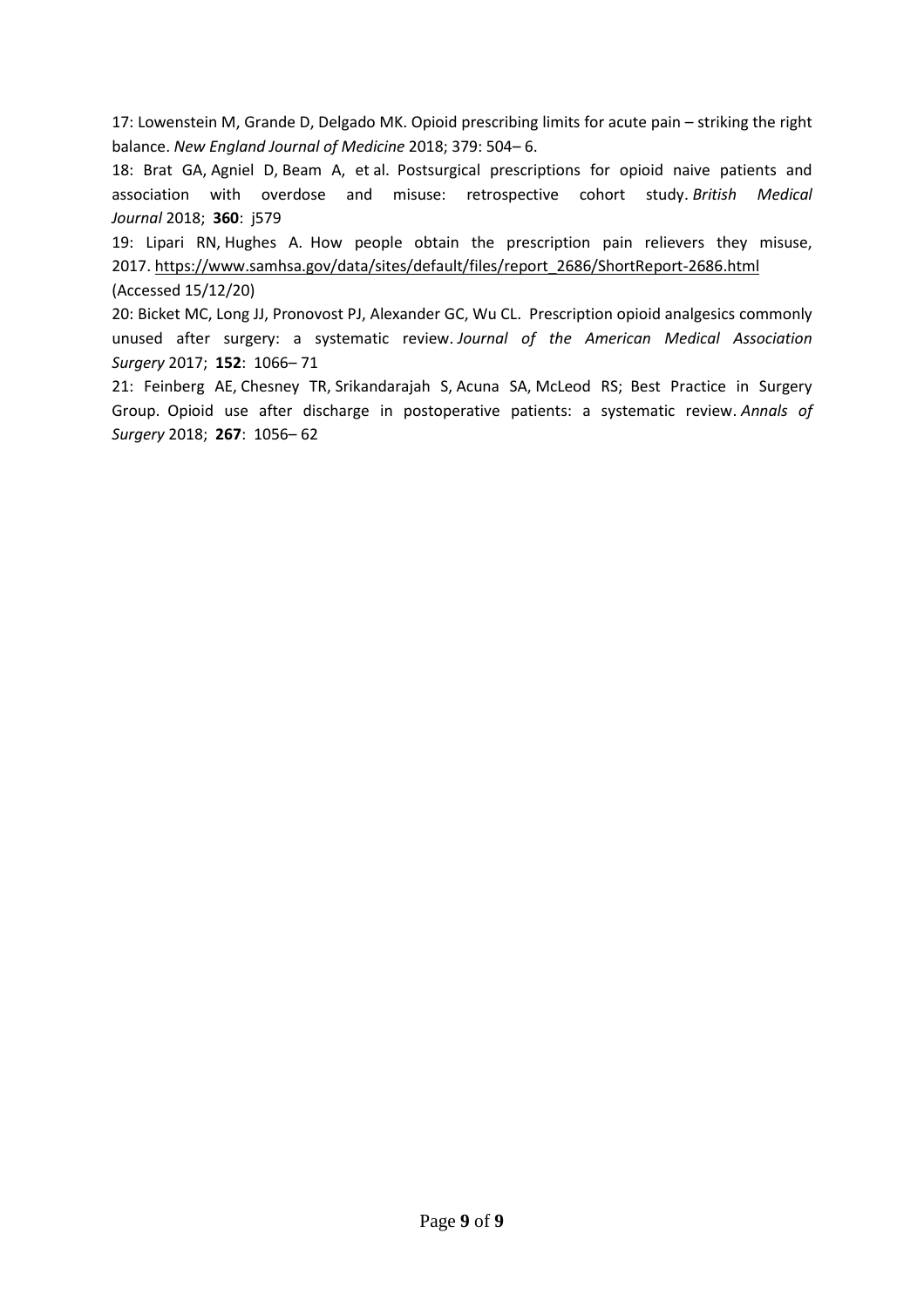17: Lowenstein M, Grande D, Delgado MK. Opioid prescribing limits for acute pain – striking the right balance. *New England Journal of Medicine* 2018; 379: 504– 6.

18: Brat GA, Agniel D, Beam A, et al. Postsurgical prescriptions for opioid naive patients and association with overdose and misuse: retrospective cohort study. *British Medical Journal* 2018; **360**: j579

19: Lipari RN, Hughes A. How people obtain the prescription pain relievers they misuse, 2017. https://www.samhsa.gov/data/sites/default/files/report_2686/ShortReport-2686.html (Accessed 15/12/20)

20: Bicket MC, Long JJ, Pronovost PJ, Alexander GC, Wu CL. Prescription opioid analgesics commonly unused after surgery: a systematic review. *Journal of the American Medical Association Surgery* 2017; **152**: 1066– 71

21: Feinberg AE, Chesney TR, Srikandarajah S, Acuna SA, McLeod RS; Best Practice in Surgery Group. Opioid use after discharge in postoperative patients: a systematic review. *Annals of Surgery* 2018; **267**: 1056– 62